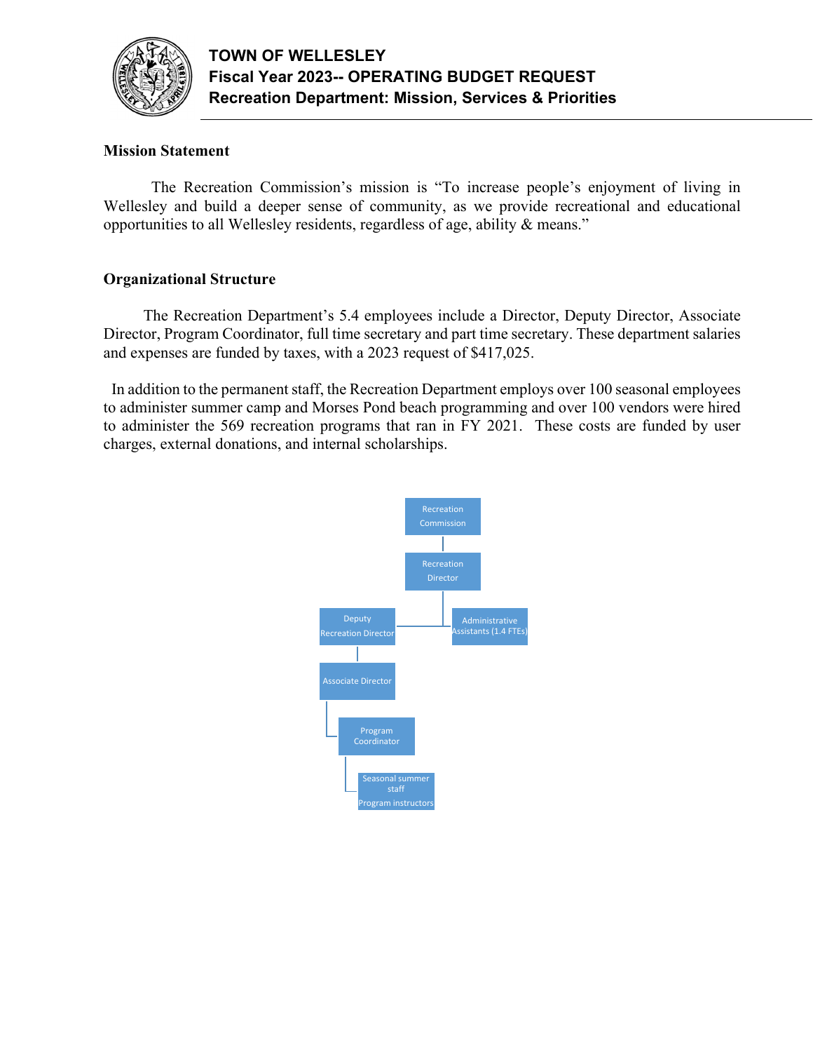# TOWN OF WELLESLEY
## Fiscal Year 2023-- OPERATING BUDGET REQUEST
## Recreation Department: Mission, Services & Priorities

### Mission Statement

The Recreation Commission's mission is "To increase people's enjoyment of living in Wellesley and build a deeper sense of community, as we provide recreational and educational opportunities to all Wellesley residents, regardless of age, ability & means."

### Organizational Structure

The Recreation Department's 5.4 employees include a Director, Deputy Director, Associate Director, Program Coordinator, full time secretary and part time secretary. These department salaries and expenses are funded by taxes, with a 2023 request of $417,025.

In addition to the permanent staff, the Recreation Department employs over 100 seasonal employees to administer summer camp and Morses Pond beach programming and over 100 vendors were hired to administer the 569 recreation programs that ran in FY 2021. These costs are funded by user charges, external donations, and internal scholarships.

- Recreation Commission
  - Recreation Director
    - Administrative Assistants (1.4 FTEs)
    - Deputy Recreation Director
      - Associate Director
        - Program Coordinator
          - Seasonal summer staff / Program instructors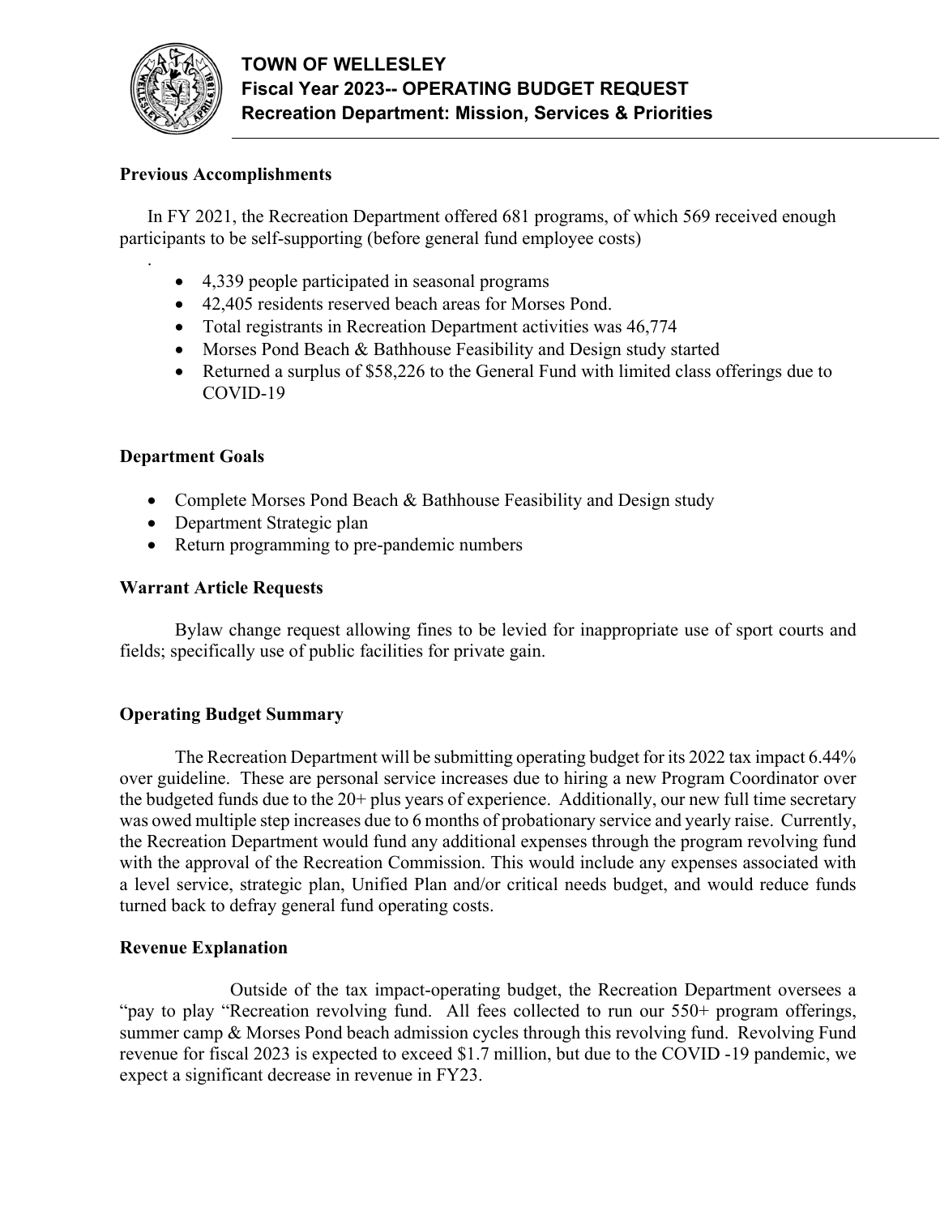# TOWN OF WELLESLEY
## Fiscal Year 2023-- OPERATING BUDGET REQUEST
## Recreation Department: Mission, Services & Priorities

**Previous Accomplishments**

In FY 2021, the Recreation Department offered 681 programs, of which 569 received enough participants to be self-supporting (before general fund employee costs)

.

- 4,339 people participated in seasonal programs
- 42,405 residents reserved beach areas for Morses Pond.
- Total registrants in Recreation Department activities was 46,774
- Morses Pond Beach & Bathhouse Feasibility and Design study started
- Returned a surplus of $58,226 to the General Fund with limited class offerings due to COVID-19

**Department Goals**

- Complete Morses Pond Beach & Bathhouse Feasibility and Design study
- Department Strategic plan
- Return programming to pre-pandemic numbers

**Warrant Article Requests**

Bylaw change request allowing fines to be levied for inappropriate use of sport courts and fields; specifically use of public facilities for private gain.

**Operating Budget Summary**

The Recreation Department will be submitting operating budget for its 2022 tax impact 6.44% over guideline. These are personal service increases due to hiring a new Program Coordinator over the budgeted funds due to the 20+ plus years of experience. Additionally, our new full time secretary was owed multiple step increases due to 6 months of probationary service and yearly raise. Currently, the Recreation Department would fund any additional expenses through the program revolving fund with the approval of the Recreation Commission. This would include any expenses associated with a level service, strategic plan, Unified Plan and/or critical needs budget, and would reduce funds turned back to defray general fund operating costs.

**Revenue Explanation**

Outside of the tax impact-operating budget, the Recreation Department oversees a "pay to play "Recreation revolving fund. All fees collected to run our 550+ program offerings, summer camp & Morses Pond beach admission cycles through this revolving fund. Revolving Fund revenue for fiscal 2023 is expected to exceed $1.7 million, but due to the COVID -19 pandemic, we expect a significant decrease in revenue in FY23.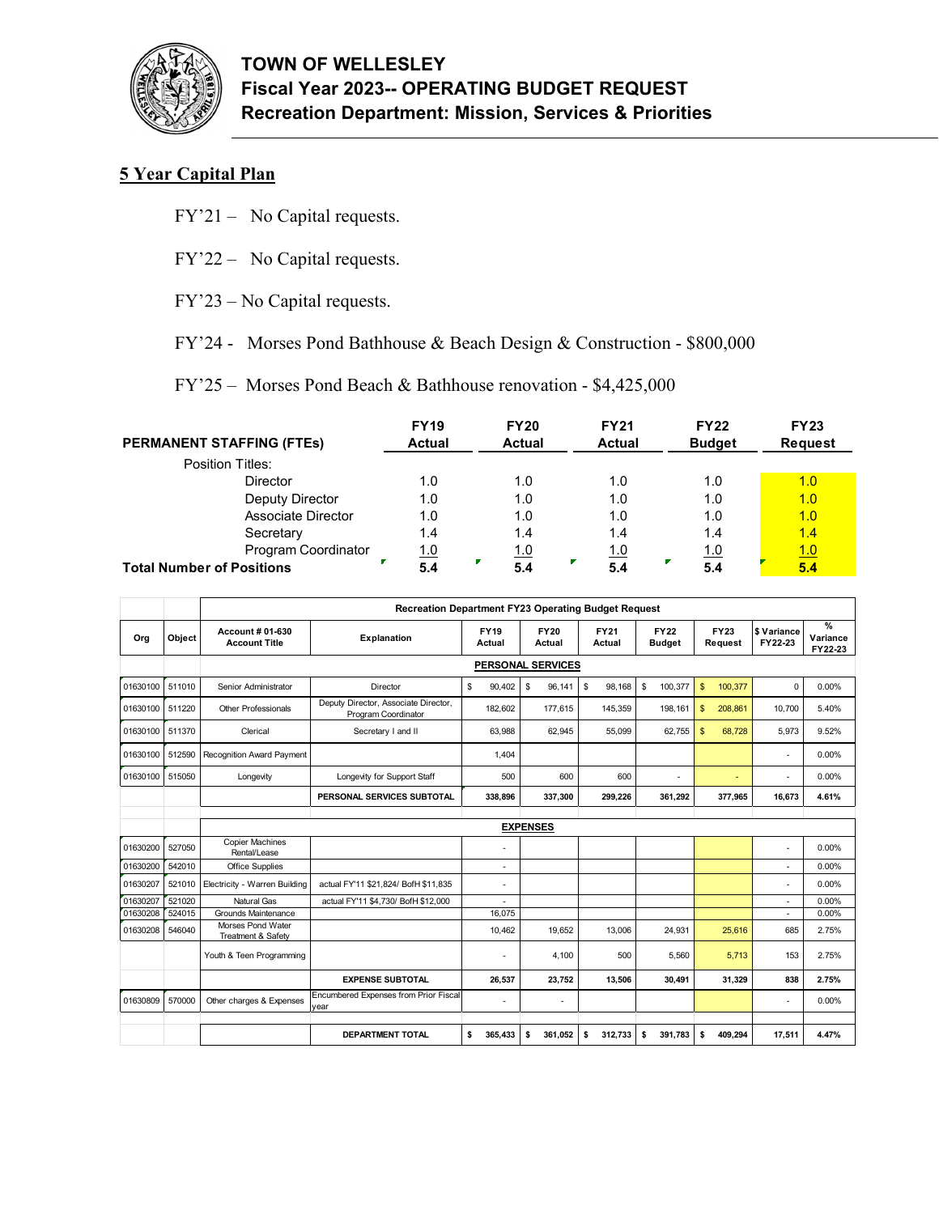# TOWN OF WELLESLEY
## Fiscal Year 2023-- OPERATING BUDGET REQUEST
## Recreation Department: Mission, Services & Priorities

### 5 Year Capital Plan

- FY'21 – No Capital requests.
- FY'22 – No Capital requests.
- FY'23 – No Capital requests.
- FY'24 - Morses Pond Bathhouse & Beach Design & Construction - $800,000
- FY'25 – Morses Pond Beach & Bathhouse renovation - $4,425,000

| PERMANENT STAFFING (FTEs) | FY19 Actual | FY20 Actual | FY21 Actual | FY22 Budget | FY23 Request |
|---|---|---|---|---|---|
| Position Titles: | | | | | |
| Director | 1.0 | 1.0 | 1.0 | 1.0 | 1.0 |
| Deputy Director | 1.0 | 1.0 | 1.0 | 1.0 | 1.0 |
| Associate Director | 1.0 | 1.0 | 1.0 | 1.0 | 1.0 |
| Secretary | 1.4 | 1.4 | 1.4 | 1.4 | 1.4 |
| Program Coordinator | 1.0 | 1.0 | 1.0 | 1.0 | 1.0 |
| **Total Number of Positions** | **5.4** | **5.4** | **5.4** | **5.4** | **5.4** |

| | | Recreation Department FY23 Operating Budget Request | | | | | | | | |
|---|---|---|---|---|---|---|---|---|---|---|
| Org | Object | Account # 01-630 Account Title | Explanation | FY19 Actual | FY20 Actual | FY21 Actual | FY22 Budget | FY23 Request | $ Variance FY22-23 | % Variance FY22-23 |
| | | | **PERSONAL SERVICES** | | | | | | | |
| 01630100 | 511010 | Senior Administrator | Director | $ 90,402 | $ 96,141 | $ 98,168 | $ 100,377 | $ 100,377 | 0 | 0.00% |
| 01630100 | 511220 | Other Professionals | Deputy Director, Associate Director, Program Coordinator | 182,602 | 177,615 | 145,359 | 198,161 | $ 208,861 | 10,700 | 5.40% |
| 01630100 | 511370 | Clerical | Secretary I and II | 63,988 | 62,945 | 55,099 | 62,755 | $ 68,728 | 5,973 | 9.52% |
| 01630100 | 512590 | Recognition Award Payment | | 1,404 | | | | | - | 0.00% |
| 01630100 | 515050 | Longevity | Longevity for Support Staff | 500 | 600 | 600 | - | - | - | 0.00% |
| | | | **PERSONAL SERVICES SUBTOTAL** | **338,896** | **337,300** | **299,226** | **361,292** | **377,965** | **16,673** | **4.61%** |
| | | | **EXPENSES** | | | | | | | |
| 01630200 | 527050 | Copier Machines Rental/Lease | | - | | | | | - | 0.00% |
| 01630200 | 542010 | Office Supplies | | - | | | | | - | 0.00% |
| 01630207 | 521010 | Electricity - Warren Building | actual FY'11 $21,824/ BofH $11,835 | - | | | | | - | 0.00% |
| 01630207 | 521020 | Natural Gas | actual FY'11 $4,730/ BofH $12,000 | - | | | | | - | 0.00% |
| 01630208 | 524015 | Grounds Maintenance | | 16,075 | | | | | - | 0.00% |
| 01630208 | 546040 | Morses Pond Water Treatment & Safety | | 10,462 | 19,652 | 13,006 | 24,931 | 25,616 | 685 | 2.75% |
| | | Youth & Teen Programming | | - | 4,100 | 500 | 5,560 | 5,713 | 153 | 2.75% |
| | | | **EXPENSE SUBTOTAL** | **26,537** | **23,752** | **13,506** | **30,491** | **31,329** | **838** | **2.75%** |
| 01630809 | 570000 | Other charges & Expenses | Encumbered Expenses from Prior Fiscal year | - | - | | | | - | 0.00% |
| | | | **DEPARTMENT TOTAL** | **$ 365,433** | **$ 361,052** | **$ 312,733** | **$ 391,783** | **$ 409,294** | **17,511** | **4.47%** |